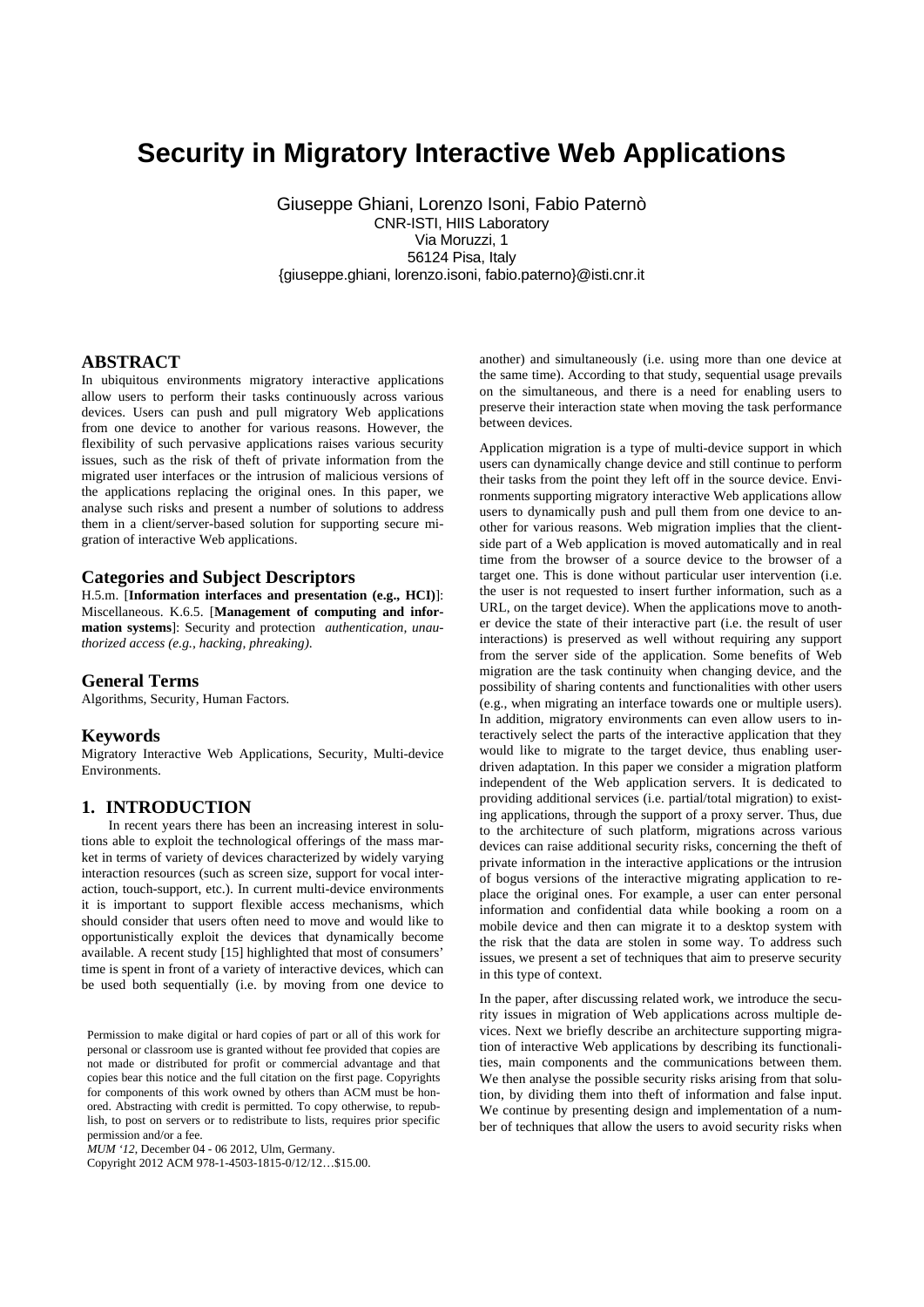# Security in Migratory Interactive Web Applications

Giuseppe Ghiani, Lorenzo Isoni, Fabio Paternò
CNR-ISTI, HIIS Laboratory
Via Moruzzi, 1
56124 Pisa, Italy
{giuseppe.ghiani, lorenzo.isoni, fabio.paterno}@isti.cnr.it

## ABSTRACT

In ubiquitous environments migratory interactive applications allow users to perform their tasks continuously across various devices. Users can push and pull migratory Web applications from one device to another for various reasons. However, the flexibility of such pervasive applications raises various security issues, such as the risk of theft of private information from the migrated user interfaces or the intrusion of malicious versions of the applications replacing the original ones. In this paper, we analyse such risks and present a number of solutions to address them in a client/server-based solution for supporting secure migration of interactive Web applications.

### Categories and Subject Descriptors

H.5.m. [**Information interfaces and presentation (e.g., HCI)**]: Miscellaneous. K.6.5. [**Management of computing and information systems**]: Security and protection *authentication, unauthorized access (e.g., hacking, phreaking)*.

### General Terms

Algorithms, Security, Human Factors.

### Keywords

Migratory Interactive Web Applications, Security, Multi-device Environments.

## 1. INTRODUCTION

In recent years there has been an increasing interest in solutions able to exploit the technological offerings of the mass market in terms of variety of devices characterized by widely varying interaction resources (such as screen size, support for vocal interaction, touch-support, etc.). In current multi-device environments it is important to support flexible access mechanisms, which should consider that users often need to move and would like to opportunistically exploit the devices that dynamically become available. A recent study [15] highlighted that most of consumers' time is spent in front of a variety of interactive devices, which can be used both sequentially (i.e. by moving from one device to another) and simultaneously (i.e. using more than one device at the same time). According to that study, sequential usage prevails on the simultaneous, and there is a need for enabling users to preserve their interaction state when moving the task performance between devices.

Application migration is a type of multi-device support in which users can dynamically change device and still continue to perform their tasks from the point they left off in the source device. Environments supporting migratory interactive Web applications allow users to dynamically push and pull them from one device to another for various reasons. Web migration implies that the client-side part of a Web application is moved automatically and in real time from the browser of a source device to the browser of a target one. This is done without particular user intervention (i.e. the user is not requested to insert further information, such as a URL, on the target device). When the applications move to another device the state of their interactive part (i.e. the result of user interactions) is preserved as well without requiring any support from the server side of the application. Some benefits of Web migration are the task continuity when changing device, and the possibility of sharing contents and functionalities with other users (e.g., when migrating an interface towards one or multiple users). In addition, migratory environments can even allow users to interactively select the parts of the interactive application that they would like to migrate to the target device, thus enabling user-driven adaptation. In this paper we consider a migration platform independent of the Web application servers. It is dedicated to providing additional services (i.e. partial/total migration) to existing applications, through the support of a proxy server. Thus, due to the architecture of such platform, migrations across various devices can raise additional security risks, concerning the theft of private information in the interactive applications or the intrusion of bogus versions of the interactive migrating application to replace the original ones. For example, a user can enter personal information and confidential data while booking a room on a mobile device and then can migrate it to a desktop system with the risk that the data are stolen in some way. To address such issues, we present a set of techniques that aim to preserve security in this type of context.

In the paper, after discussing related work, we introduce the security issues in migration of Web applications across multiple devices. Next we briefly describe an architecture supporting migration of interactive Web applications by describing its functionalities, main components and the communications between them. We then analyse the possible security risks arising from that solution, by dividing them into theft of information and false input. We continue by presenting design and implementation of a number of techniques that allow the users to avoid security risks when

Permission to make digital or hard copies of part or all of this work for personal or classroom use is granted without fee provided that copies are not made or distributed for profit or commercial advantage and that copies bear this notice and the full citation on the first page. Copyrights for components of this work owned by others than ACM must be honored. Abstracting with credit is permitted. To copy otherwise, to republish, to post on servers or to redistribute to lists, requires prior specific permission and/or a fee.

*MUM '12*, December 04 - 06 2012, Ulm, Germany.

Copyright 2012 ACM 978-1-4503-1815-0/12/12…$15.00.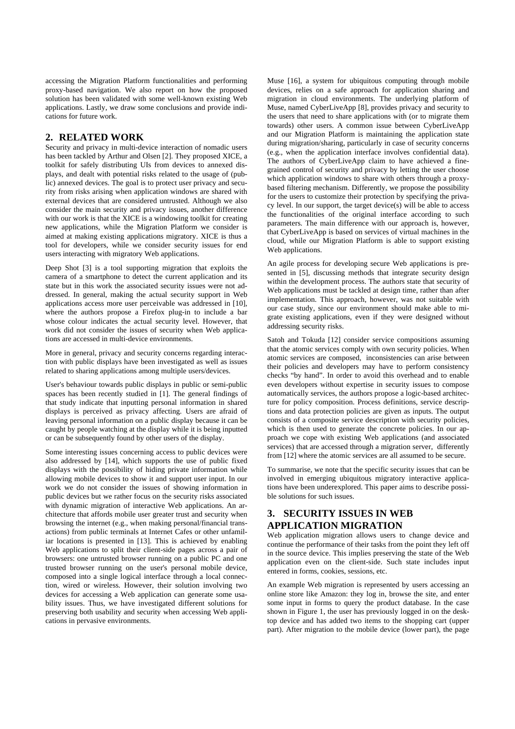accessing the Migration Platform functionalities and performing proxy-based navigation. We also report on how the proposed solution has been validated with some well-known existing Web applications. Lastly, we draw some conclusions and provide indications for future work.

## 2. RELATED WORK

Security and privacy in multi-device interaction of nomadic users has been tackled by Arthur and Olsen [2]. They proposed XICE, a toolkit for safely distributing UIs from devices to annexed displays, and dealt with potential risks related to the usage of (public) annexed devices. The goal is to protect user privacy and security from risks arising when application windows are shared with external devices that are considered untrusted. Although we also consider the main security and privacy issues, another difference with our work is that the XICE is a windowing toolkit for creating new applications, while the Migration Platform we consider is aimed at making existing applications migratory. XICE is thus a tool for developers, while we consider security issues for end users interacting with migratory Web applications.

Deep Shot [3] is a tool supporting migration that exploits the camera of a smartphone to detect the current application and its state but in this work the associated security issues were not addressed. In general, making the actual security support in Web applications access more user perceivable was addressed in [10], where the authors propose a Firefox plug-in to include a bar whose colour indicates the actual security level. However, that work did not consider the issues of security when Web applications are accessed in multi-device environments.

More in general, privacy and security concerns regarding interaction with public displays have been investigated as well as issues related to sharing applications among multiple users/devices.

User's behaviour towards public displays in public or semi-public spaces has been recently studied in [1]. The general findings of that study indicate that inputting personal information in shared displays is perceived as privacy affecting. Users are afraid of leaving personal information on a public display because it can be caught by people watching at the display while it is being inputted or can be subsequently found by other users of the display.

Some interesting issues concerning access to public devices were also addressed by [14], which supports the use of public fixed displays with the possibility of hiding private information while allowing mobile devices to show it and support user input. In our work we do not consider the issues of showing information in public devices but we rather focus on the security risks associated with dynamic migration of interactive Web applications. An architecture that affords mobile user greater trust and security when browsing the internet (e.g., when making personal/financial transactions) from public terminals at Internet Cafes or other unfamiliar locations is presented in [13]. This is achieved by enabling Web applications to split their client-side pages across a pair of browsers: one untrusted browser running on a public PC and one trusted browser running on the user's personal mobile device, composed into a single logical interface through a local connection, wired or wireless. However, their solution involving two devices for accessing a Web application can generate some usability issues. Thus, we have investigated different solutions for preserving both usability and security when accessing Web applications in pervasive environments.

Muse [16], a system for ubiquitous computing through mobile devices, relies on a safe approach for application sharing and migration in cloud environments. The underlying platform of Muse, named CyberLiveApp [8], provides privacy and security to the users that need to share applications with (or to migrate them towards) other users. A common issue between CyberLiveApp and our Migration Platform is maintaining the application state during migration/sharing, particularly in case of security concerns (e.g., when the application interface involves confidential data). The authors of CyberLiveApp claim to have achieved a fine-grained control of security and privacy by letting the user choose which application windows to share with others through a proxy-based filtering mechanism. Differently, we propose the possibility for the users to customize their protection by specifying the privacy level. In our support, the target device(s) will be able to access the functionalities of the original interface according to such parameters. The main difference with our approach is, however, that CyberLiveApp is based on services of virtual machines in the cloud, while our Migration Platform is able to support existing Web applications.

An agile process for developing secure Web applications is presented in [5], discussing methods that integrate security design within the development process. The authors state that security of Web applications must be tackled at design time, rather than after implementation. This approach, however, was not suitable with our case study, since our environment should make able to migrate existing applications, even if they were designed without addressing security risks.

Satoh and Tokuda [12] consider service compositions assuming that the atomic services comply with own security policies. When atomic services are composed, inconsistencies can arise between their policies and developers may have to perform consistency checks "by hand". In order to avoid this overhead and to enable even developers without expertise in security issues to compose automatically services, the authors propose a logic-based architecture for policy composition. Process definitions, service descriptions and data protection policies are given as inputs. The output consists of a composite service description with security policies, which is then used to generate the concrete policies. In our approach we cope with existing Web applications (and associated services) that are accessed through a migration server, differently from [12] where the atomic services are all assumed to be secure.

To summarise, we note that the specific security issues that can be involved in emerging ubiquitous migratory interactive applications have been underexplored. This paper aims to describe possible solutions for such issues.

## 3. SECURITY ISSUES IN WEB APPLICATION MIGRATION

Web application migration allows users to change device and continue the performance of their tasks from the point they left off in the source device. This implies preserving the state of the Web application even on the client-side. Such state includes input entered in forms, cookies, sessions, etc.

An example Web migration is represented by users accessing an online store like Amazon: they log in, browse the site, and enter some input in forms to query the product database. In the case shown in Figure 1, the user has previously logged in on the desktop device and has added two items to the shopping cart (upper part). After migration to the mobile device (lower part), the page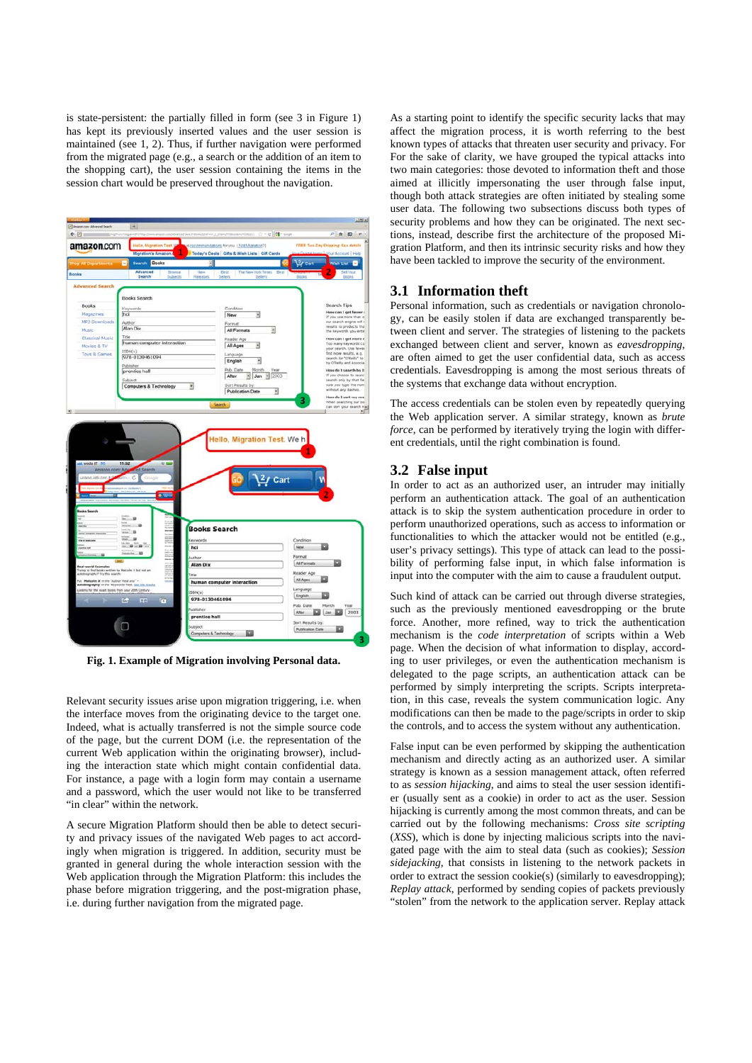is state-persistent: the partially filled in form (see 3 in Figure 1) has kept its previously inserted values and the user session is maintained (see 1, 2). Thus, if further navigation were performed from the migrated page (e.g., a search or the addition of an item to the shopping cart), the user session containing the items in the session chart would be preserved throughout the navigation.

**Fig. 1. Example of Migration involving Personal data.**

Relevant security issues arise upon migration triggering, i.e. when the interface moves from the originating device to the target one. Indeed, what is actually transferred is not the simple source code of the page, but the current DOM (i.e. the representation of the current Web application within the originating browser), including the interaction state which might contain confidential data. For instance, a page with a login form may contain a username and a password, which the user would not like to be transferred "in clear" within the network.

A secure Migration Platform should then be able to detect security and privacy issues of the navigated Web pages to act accordingly when migration is triggered. In addition, security must be granted in general during the whole interaction session with the Web application through the Migration Platform: this includes the phase before migration triggering, and the post-migration phase, i.e. during further navigation from the migrated page.

As a starting point to identify the specific security lacks that may affect the migration process, it is worth referring to the best known types of attacks that threaten user security and privacy. For the sake of clarity, we have grouped the typical attacks into two main categories: those devoted to information theft and those aimed at illicitly impersonating the user through false input, though both attack strategies are often initiated by stealing some user data. The following two subsections discuss both types of security problems and how they can be originated. The next sections, instead, describe first the architecture of the proposed Migration Platform, and then its intrinsic security risks and how they have been tackled to improve the security of the environment.

## 3.1 Information theft

Personal information, such as credentials or navigation chronology, can be easily stolen if data are exchanged transparently between client and server. The strategies of listening to the packets exchanged between client and server, known as *eavesdropping*, are often aimed to get the user confidential data, such as access credentials. Eavesdropping is among the most serious threats of the systems that exchange data without encryption.

The access credentials can be stolen even by repeatedly querying the Web application server. A similar strategy, known as *brute force*, can be performed by iteratively trying the login with different credentials, until the right combination is found.

## 3.2 False input

In order to act as an authorized user, an intruder may initially perform an authentication attack. The goal of an authentication attack is to skip the system authentication procedure in order to perform unauthorized operations, such as access to information or functionalities to which the attacker would not be entitled (e.g., user's privacy settings). This type of attack can lead to the possibility of performing false input, in which false information is input into the computer with the aim to cause a fraudulent output.

Such kind of attack can be carried out through diverse strategies, such as the previously mentioned eavesdropping or the brute force. Another, more refined, way to trick the authentication mechanism is the *code interpretation* of scripts within a Web page. When the decision of what information to display, according to user privileges, or even the authentication mechanism is delegated to the page scripts, an authentication attack can be performed by simply interpreting the scripts. Scripts interpretation, in this case, reveals the system communication logic. Any modifications can then be made to the page/scripts in order to skip the controls, and to access the system without any authentication.

False input can be even performed by skipping the authentication mechanism and directly acting as an authorized user. A similar strategy is known as a session management attack, often referred to as *session hijacking*, and aims to steal the user session identifier (usually sent as a cookie) in order to act as the user. Session hijacking is currently among the most common threats, and can be carried out by the following mechanisms: *Cross site scripting* (*XSS*), which is done by injecting malicious scripts into the navigated page with the aim to steal data (such as cookies); *Session sidejacking*, that consists in listening to the network packets in order to extract the session cookie(s) (similarly to eavesdropping); *Replay attack*, performed by sending copies of packets previously "stolen" from the network to the application server. Replay attack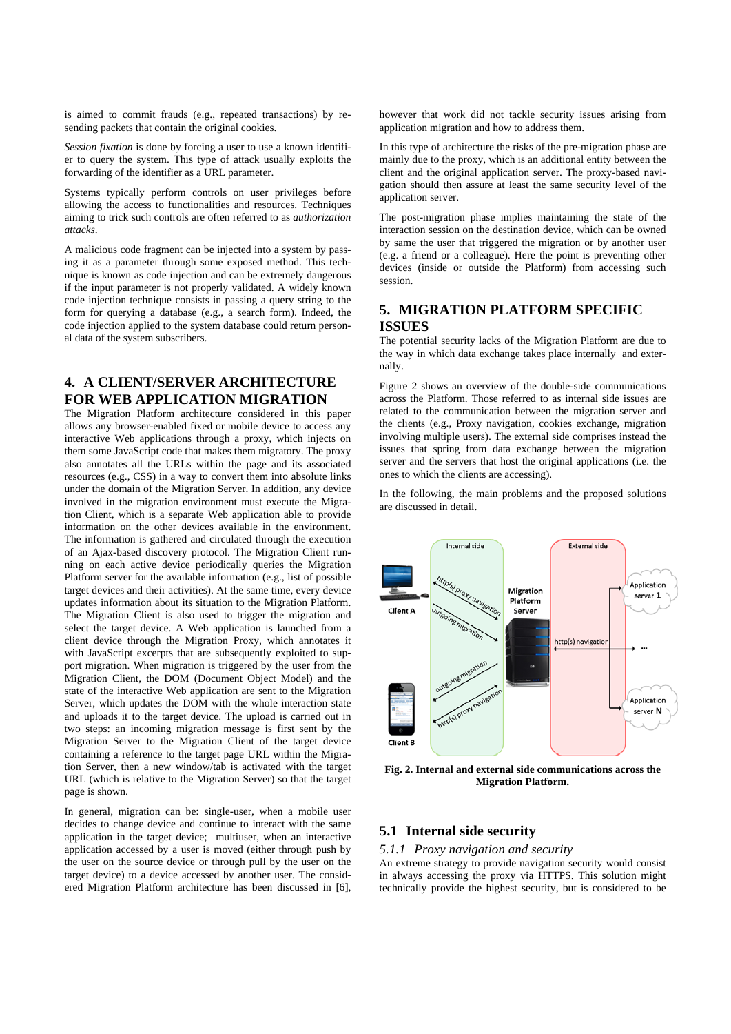is aimed to commit frauds (e.g., repeated transactions) by re-sending packets that contain the original cookies.

*Session fixation* is done by forcing a user to use a known identifier to query the system. This type of attack usually exploits the forwarding of the identifier as a URL parameter.

Systems typically perform controls on user privileges before allowing the access to functionalities and resources. Techniques aiming to trick such controls are often referred to as *authorization attacks*.

A malicious code fragment can be injected into a system by passing it as a parameter through some exposed method. This technique is known as code injection and can be extremely dangerous if the input parameter is not properly validated. A widely known code injection technique consists in passing a query string to the form for querying a database (e.g., a search form). Indeed, the code injection applied to the system database could return personal data of the system subscribers.

## 4. A CLIENT/SERVER ARCHITECTURE FOR WEB APPLICATION MIGRATION

The Migration Platform architecture considered in this paper allows any browser-enabled fixed or mobile device to access any interactive Web applications through a proxy, which injects on them some JavaScript code that makes them migratory. The proxy also annotates all the URLs within the page and its associated resources (e.g., CSS) in a way to convert them into absolute links under the domain of the Migration Server. In addition, any device involved in the migration environment must execute the Migration Client, which is a separate Web application able to provide information on the other devices available in the environment. The information is gathered and circulated through the execution of an Ajax-based discovery protocol. The Migration Client running on each active device periodically queries the Migration Platform server for the available information (e.g., list of possible target devices and their activities). At the same time, every device updates information about its situation to the Migration Platform. The Migration Client is also used to trigger the migration and select the target device. A Web application is launched from a client device through the Migration Proxy, which annotates it with JavaScript excerpts that are subsequently exploited to support migration. When migration is triggered by the user from the Migration Client, the DOM (Document Object Model) and the state of the interactive Web application are sent to the Migration Server, which updates the DOM with the whole interaction state and uploads it to the target device. The upload is carried out in two steps: an incoming migration message is first sent by the Migration Server to the Migration Client of the target device containing a reference to the target page URL within the Migration Server, then a new window/tab is activated with the target URL (which is relative to the Migration Server) so that the target page is shown.

In general, migration can be: single-user, when a mobile user decides to change device and continue to interact with the same application in the target device; multiuser, when an interactive application accessed by a user is moved (either through push by the user on the source device or through pull by the user on the target device) to a device accessed by another user. The considered Migration Platform architecture has been discussed in [6], however that work did not tackle security issues arising from application migration and how to address them.

In this type of architecture the risks of the pre-migration phase are mainly due to the proxy, which is an additional entity between the client and the original application server. The proxy-based navigation should then assure at least the same security level of the application server.

The post-migration phase implies maintaining the state of the interaction session on the destination device, which can be owned by same the user that triggered the migration or by another user (e.g. a friend or a colleague). Here the point is preventing other devices (inside or outside the Platform) from accessing such session.

## 5. MIGRATION PLATFORM SPECIFIC ISSUES

The potential security lacks of the Migration Platform are due to the way in which data exchange takes place internally and externally.

Figure 2 shows an overview of the double-side communications across the Platform. Those referred to as internal side issues are related to the communication between the migration server and the clients (e.g., Proxy navigation, cookies exchange, migration involving multiple users). The external side comprises instead the issues that spring from data exchange between the migration server and the servers that host the original applications (i.e. the ones to which the clients are accessing).

In the following, the main problems and the proposed solutions are discussed in detail.

**Fig. 2. Internal and external side communications across the Migration Platform.**

### 5.1 Internal side security

#### *5.1.1 Proxy navigation and security*

An extreme strategy to provide navigation security would consist in always accessing the proxy via HTTPS. This solution might technically provide the highest security, but is considered to be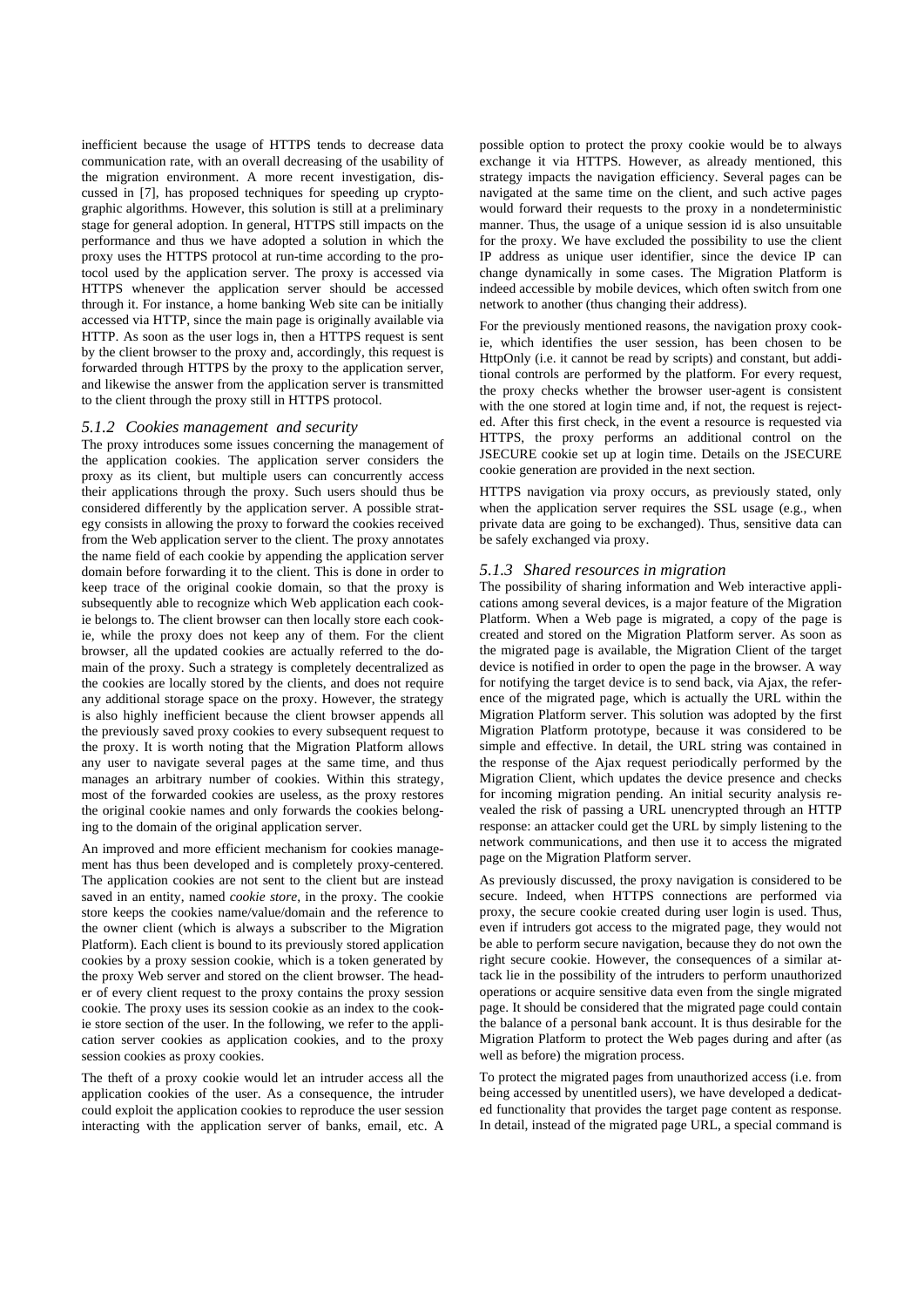inefficient because the usage of HTTPS tends to decrease data communication rate, with an overall decreasing of the usability of the migration environment. A more recent investigation, discussed in [7], has proposed techniques for speeding up cryptographic algorithms. However, this solution is still at a preliminary stage for general adoption. In general, HTTPS still impacts on the performance and thus we have adopted a solution in which the proxy uses the HTTPS protocol at run-time according to the protocol used by the application server. The proxy is accessed via HTTPS whenever the application server should be accessed through it. For instance, a home banking Web site can be initially accessed via HTTP, since the main page is originally available via HTTP. As soon as the user logs in, then a HTTPS request is sent by the client browser to the proxy and, accordingly, this request is forwarded through HTTPS by the proxy to the application server, and likewise the answer from the application server is transmitted to the client through the proxy still in HTTPS protocol.

### 5.1.2 Cookies management and security

The proxy introduces some issues concerning the management of the application cookies. The application server considers the proxy as its client, but multiple users can concurrently access their applications through the proxy. Such users should thus be considered differently by the application server. A possible strategy consists in allowing the proxy to forward the cookies received from the Web application server to the client. The proxy annotates the name field of each cookie by appending the application server domain before forwarding it to the client. This is done in order to keep track of the original cookie domain, so that the proxy is subsequently able to recognize which Web application each cookie belongs to. The client browser can then locally store each cookie, while the proxy does not keep any of them. For the client browser, all the updated cookies are actually referred to the domain of the proxy. Such a strategy is completely decentralized as the cookies are locally stored by the clients, and does not require any additional storage space on the proxy. However, the strategy is also highly inefficient because the client browser appends all the previously saved proxy cookies to every subsequent request to the proxy. It is worth noting that the Migration Platform allows any user to navigate several pages at the same time, and thus manages an arbitrary number of cookies. Within this strategy, most of the forwarded cookies are useless, as the proxy restores the original cookie names and only forwards the cookies belonging to the domain of the original application server.

An improved and more efficient mechanism for cookies management has thus been developed and is completely proxy-centered. The application cookies are not sent to the client but are instead saved in an entity, named *cookie store*, in the proxy. The cookie store keeps the cookies name/value/domain and the reference to the owner client (which is always a subscriber to the Migration Platform). Each client is bound to its previously stored application cookies by a proxy session cookie, which is a token generated by the proxy Web server and stored on the client browser. The header of every client request to the proxy contains the proxy session cookie. The proxy uses its session cookie as an index to the cookie store section of the user. In the following, we refer to the application server cookies as application cookies, and to the proxy session cookies as proxy cookies.

The theft of a proxy cookie would let an intruder access all the application cookies of the user. As a consequence, the intruder could exploit the application cookies to reproduce the user session interacting with the application server of banks, email, etc. A possible option to protect the proxy cookie would be to always exchange it via HTTPS. However, as already mentioned, this strategy impacts the navigation efficiency. Several pages can be navigated at the same time on the client, and such active pages would forward their requests to the proxy in a nondeterministic manner. Thus, the usage of a unique session id is also unsuitable for the proxy. We have excluded the possibility to use the client IP address as unique user identifier, since the device IP can change dynamically in some cases. The Migration Platform is indeed accessible by mobile devices, which often switch from one network to another (thus changing their address).

For the previously mentioned reasons, the navigation proxy cookie, which identifies the user session, has been chosen to be HttpOnly (i.e. it cannot be read by scripts) and constant, but additional controls are performed by the platform. For every request, the proxy checks whether the browser user-agent is consistent with the one stored at login time and, if not, the request is rejected. After this first check, in the event a resource is requested via HTTPS, the proxy performs an additional control on the JSECURE cookie set up at login time. Details on the JSECURE cookie generation are provided in the next section.

HTTPS navigation via proxy occurs, as previously stated, only when the application server requires the SSL usage (e.g., when private data are going to be exchanged). Thus, sensitive data can be safely exchanged via proxy.

### 5.1.3 Shared resources in migration

The possibility of sharing information and Web interactive applications among several devices, is a major feature of the Migration Platform. When a Web page is migrated, a copy of the page is created and stored on the Migration Platform server. As soon as the migrated page is available, the Migration Client of the target device is notified in order to open the page in the browser. A way for notifying the target device is to send back, via Ajax, the reference of the migrated page, which is actually the URL within the Migration Platform server. This solution was adopted by the first Migration Platform prototype, because it was considered to be simple and effective. In detail, the URL string was contained in the response of the Ajax request periodically performed by the Migration Client, which updates the device presence and checks for incoming migration pending. An initial security analysis revealed the risk of passing a URL unencrypted through an HTTP response: an attacker could get the URL by simply listening to the network communications, and then use it to access the migrated page on the Migration Platform server.

As previously discussed, the proxy navigation is considered to be secure. Indeed, when HTTPS connections are performed via proxy, the secure cookie created during user login is used. Thus, even if intruders got access to the migrated page, they would not be able to perform secure navigation, because they do not own the right secure cookie. However, the consequences of a similar attack lie in the possibility of the intruders to perform unauthorized operations or acquire sensitive data even from the single migrated page. It should be considered that the migrated page could contain the balance of a personal bank account. It is thus desirable for the Migration Platform to protect the Web pages during and after (as well as before) the migration process.

To protect the migrated pages from unauthorized access (i.e. from being accessed by unentitled users), we have developed a dedicated functionality that provides the target page content as response. In detail, instead of the migrated page URL, a special command is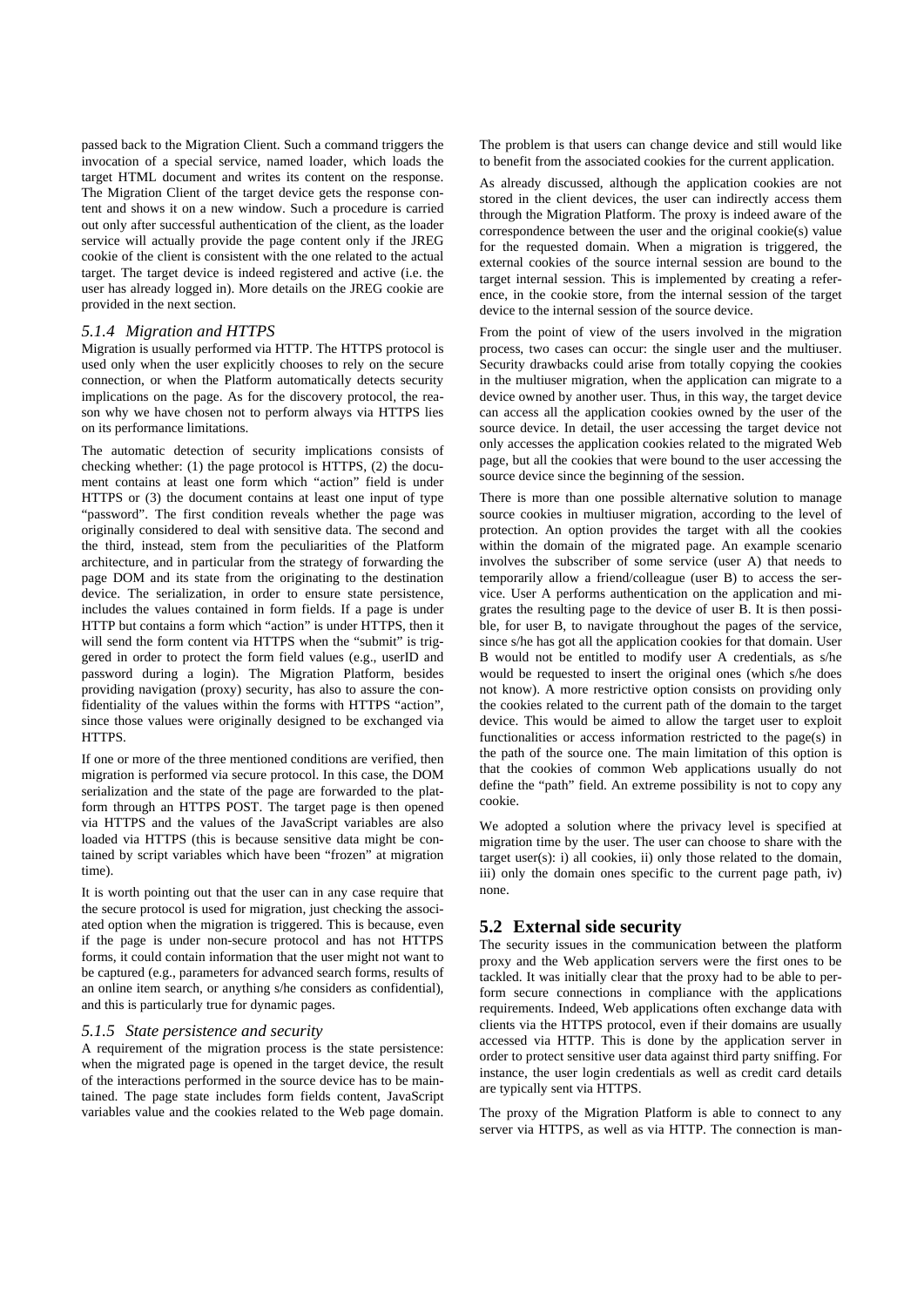passed back to the Migration Client. Such a command triggers the invocation of a special service, named loader, which loads the target HTML document and writes its content on the response. The Migration Client of the target device gets the response content and shows it on a new window. Such a procedure is carried out only after successful authentication of the client, as the loader service will actually provide the page content only if the JREG cookie of the client is consistent with the one related to the actual target. The target device is indeed registered and active (i.e. the user has already logged in). More details on the JREG cookie are provided in the next section.

### *5.1.4 Migration and HTTPS*

Migration is usually performed via HTTP. The HTTPS protocol is used only when the user explicitly chooses to rely on the secure connection, or when the Platform automatically detects security implications on the page. As for the discovery protocol, the reason why we have chosen not to perform always via HTTPS lies on its performance limitations.

The automatic detection of security implications consists of checking whether: (1) the page protocol is HTTPS, (2) the document contains at least one form which "action" field is under HTTPS or (3) the document contains at least one input of type "password". The first condition reveals whether the page was originally considered to deal with sensitive data. The second and the third, instead, stem from the peculiarities of the Platform architecture, and in particular from the strategy of forwarding the page DOM and its state from the originating to the destination device. The serialization, in order to ensure state persistence, includes the values contained in form fields. If a page is under HTTP but contains a form which "action" is under HTTPS, then it will send the form content via HTTPS when the "submit" is triggered in order to protect the form field values (e.g., userID and password during a login). The Migration Platform, besides providing navigation (proxy) security, has also to assure the confidentiality of the values within the forms with HTTPS "action", since those values were originally designed to be exchanged via HTTPS.

If one or more of the three mentioned conditions are verified, then migration is performed via secure protocol. In this case, the DOM serialization and the state of the page are forwarded to the platform through an HTTPS POST. The target page is then opened via HTTPS and the values of the JavaScript variables are also loaded via HTTPS (this is because sensitive data might be contained by script variables which have been "frozen" at migration time).

It is worth pointing out that the user can in any case require that the secure protocol is used for migration, just checking the associated option when the migration is triggered. This is because, even if the page is under non-secure protocol and has not HTTPS forms, it could contain information that the user might not want to be captured (e.g., parameters for advanced search forms, results of an online item search, or anything s/he considers as confidential), and this is particularly true for dynamic pages.

### *5.1.5 State persistence and security*

A requirement of the migration process is the state persistence: when the migrated page is opened in the target device, the result of the interactions performed in the source device has to be maintained. The page state includes form fields content, JavaScript variables value and the cookies related to the Web page domain. The problem is that users can change device and still would like to benefit from the associated cookies for the current application.

As already discussed, although the application cookies are not stored in the client devices, the user can indirectly access them through the Migration Platform. The proxy is indeed aware of the correspondence between the user and the original cookie(s) value for the requested domain. When a migration is triggered, the external cookies of the source internal session are bound to the target internal session. This is implemented by creating a reference, in the cookie store, from the internal session of the target device to the internal session of the source device.

From the point of view of the users involved in the migration process, two cases can occur: the single user and the multiuser. Security drawbacks could arise from totally copying the cookies in the multiuser migration, when the application can migrate to a device owned by another user. Thus, in this way, the target device can access all the application cookies owned by the user of the source device. In detail, the user accessing the target device not only accesses the application cookies related to the migrated Web page, but all the cookies that were bound to the user accessing the source device since the beginning of the session.

There is more than one possible alternative solution to manage source cookies in multiuser migration, according to the level of protection. An option provides the target with all the cookies within the domain of the migrated page. An example scenario involves the subscriber of some service (user A) that needs to temporarily allow a friend/colleague (user B) to access the service. User A performs authentication on the application and migrates the resulting page to the device of user B. It is then possible, for user B, to navigate throughout the pages of the service, since s/he has got all the application cookies for that domain. User B would not be entitled to modify user A credentials, as s/he would be requested to insert the original ones (which s/he does not know). A more restrictive option consists on providing only the cookies related to the current path of the domain to the target device. This would be aimed to allow the target user to exploit functionalities or access information restricted to the page(s) in the path of the source one. The main limitation of this option is that the cookies of common Web applications usually do not define the "path" field. An extreme possibility is not to copy any cookie.

We adopted a solution where the privacy level is specified at migration time by the user. The user can choose to share with the target user(s): i) all cookies, ii) only those related to the domain, iii) only the domain ones specific to the current page path, iv) none.

## 5.2 External side security

The security issues in the communication between the platform proxy and the Web application servers were the first ones to be tackled. It was initially clear that the proxy had to be able to perform secure connections in compliance with the applications requirements. Indeed, Web applications often exchange data with clients via the HTTPS protocol, even if their domains are usually accessed via HTTP. This is done by the application server in order to protect sensitive user data against third party sniffing. For instance, the user login credentials as well as credit card details are typically sent via HTTPS.

The proxy of the Migration Platform is able to connect to any server via HTTPS, as well as via HTTP. The connection is man-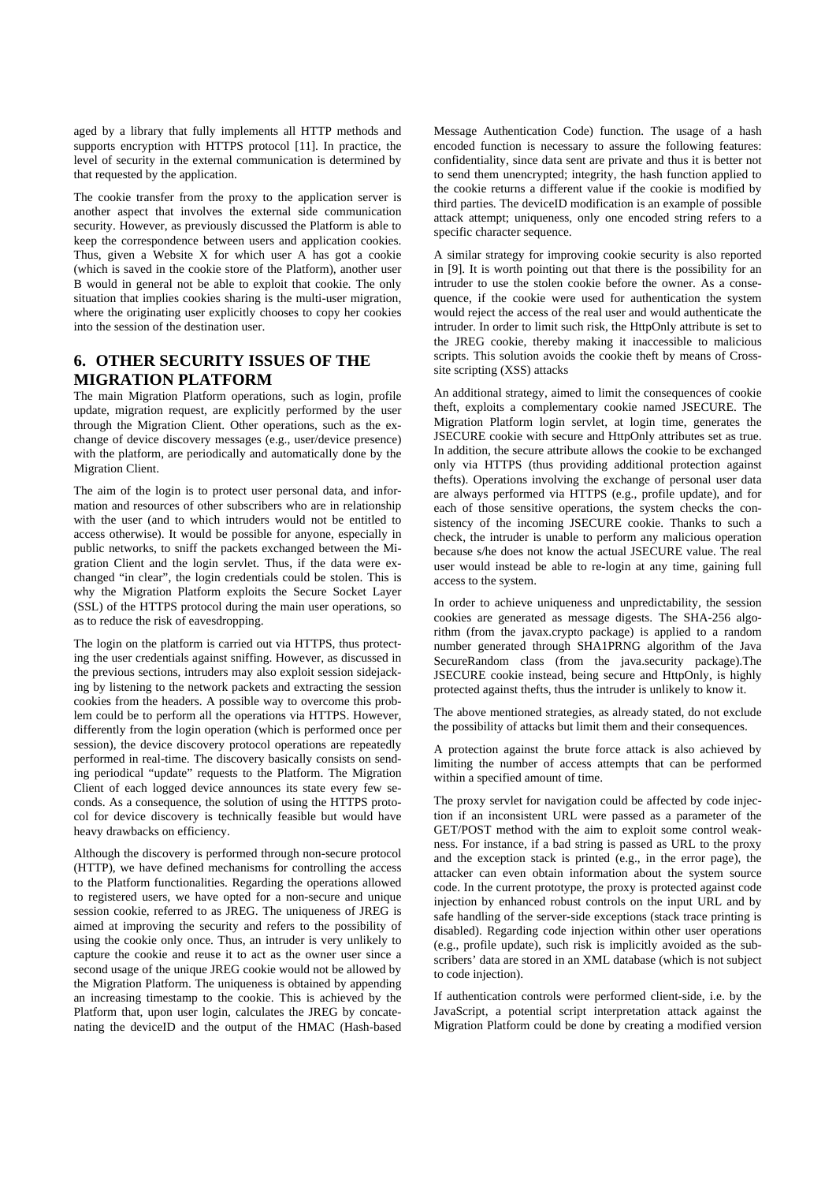aged by a library that fully implements all HTTP methods and supports encryption with HTTPS protocol [11]. In practice, the level of security in the external communication is determined by that requested by the application.

The cookie transfer from the proxy to the application server is another aspect that involves the external side communication security. However, as previously discussed the Platform is able to keep the correspondence between users and application cookies. Thus, given a Website X for which user A has got a cookie (which is saved in the cookie store of the Platform), another user B would in general not be able to exploit that cookie. The only situation that implies cookies sharing is the multi-user migration, where the originating user explicitly chooses to copy her cookies into the session of the destination user.

## 6. OTHER SECURITY ISSUES OF THE MIGRATION PLATFORM

The main Migration Platform operations, such as login, profile update, migration request, are explicitly performed by the user through the Migration Client. Other operations, such as the exchange of device discovery messages (e.g., user/device presence) with the platform, are periodically and automatically done by the Migration Client.

The aim of the login is to protect user personal data, and information and resources of other subscribers who are in relationship with the user (and to which intruders would not be entitled to access otherwise). It would be possible for anyone, especially in public networks, to sniff the packets exchanged between the Migration Client and the login servlet. Thus, if the data were exchanged "in clear", the login credentials could be stolen. This is why the Migration Platform exploits the Secure Socket Layer (SSL) of the HTTPS protocol during the main user operations, so as to reduce the risk of eavesdropping.

The login on the platform is carried out via HTTPS, thus protecting the user credentials against sniffing. However, as discussed in the previous sections, intruders may also exploit session sidejacking by listening to the network packets and extracting the session cookies from the headers. A possible way to overcome this problem could be to perform all the operations via HTTPS. However, differently from the login operation (which is performed once per session), the device discovery protocol operations are repeatedly performed in real-time. The discovery basically consists on sending periodical "update" requests to the Platform. The Migration Client of each logged device announces its state every few seconds. As a consequence, the solution of using the HTTPS protocol for device discovery is technically feasible but would have heavy drawbacks on efficiency.

Although the discovery is performed through non-secure protocol (HTTP), we have defined mechanisms for controlling the access to the Platform functionalities. Regarding the operations allowed to registered users, we have opted for a non-secure and unique session cookie, referred to as JREG. The uniqueness of JREG is aimed at improving the security and refers to the possibility of using the cookie only once. Thus, an intruder is very unlikely to capture the cookie and reuse it to act as the owner user since a second usage of the unique JREG cookie would not be allowed by the Migration Platform. The uniqueness is obtained by appending an increasing timestamp to the cookie. This is achieved by the Platform that, upon user login, calculates the JREG by concatenating the deviceID and the output of the HMAC (Hash-based Message Authentication Code) function. The usage of a hash encoded function is necessary to assure the following features: confidentiality, since data sent are private and thus it is better not to send them unencrypted; integrity, the hash function applied to the cookie returns a different value if the cookie is modified by third parties. The deviceID modification is an example of possible attack attempt; uniqueness, only one encoded string refers to a specific character sequence.

A similar strategy for improving cookie security is also reported in [9]. It is worth pointing out that there is the possibility for an intruder to use the stolen cookie before the owner. As a consequence, if the cookie were used for authentication the system would reject the access of the real user and would authenticate the intruder. In order to limit such risk, the HttpOnly attribute is set to the JREG cookie, thereby making it inaccessible to malicious scripts. This solution avoids the cookie theft by means of Cross-site scripting (XSS) attacks

An additional strategy, aimed to limit the consequences of cookie theft, exploits a complementary cookie named JSECURE. The Migration Platform login servlet, at login time, generates the JSECURE cookie with secure and HttpOnly attributes set as true. In addition, the secure attribute allows the cookie to be exchanged only via HTTPS (thus providing additional protection against thefts). Operations involving the exchange of personal user data are always performed via HTTPS (e.g., profile update), and for each of those sensitive operations, the system checks the consistency of the incoming JSECURE cookie. Thanks to such a check, the intruder is unable to perform any malicious operation because s/he does not know the actual JSECURE value. The real user would instead be able to re-login at any time, gaining full access to the system.

In order to achieve uniqueness and unpredictability, the session cookies are generated as message digests. The SHA-256 algorithm (from the javax.crypto package) is applied to a random number generated through SHA1PRNG algorithm of the Java SecureRandom class (from the java.security package).The JSECURE cookie instead, being secure and HttpOnly, is highly protected against thefts, thus the intruder is unlikely to know it.

The above mentioned strategies, as already stated, do not exclude the possibility of attacks but limit them and their consequences.

A protection against the brute force attack is also achieved by limiting the number of access attempts that can be performed within a specified amount of time.

The proxy servlet for navigation could be affected by code injection if an inconsistent URL were passed as a parameter of the GET/POST method with the aim to exploit some control weakness. For instance, if a bad string is passed as URL to the proxy and the exception stack is printed (e.g., in the error page), the attacker can even obtain information about the system source code. In the current prototype, the proxy is protected against code injection by enhanced robust controls on the input URL and by safe handling of the server-side exceptions (stack trace printing is disabled). Regarding code injection within other user operations (e.g., profile update), such risk is implicitly avoided as the subscribers' data are stored in an XML database (which is not subject to code injection).

If authentication controls were performed client-side, i.e. by the JavaScript, a potential script interpretation attack against the Migration Platform could be done by creating a modified version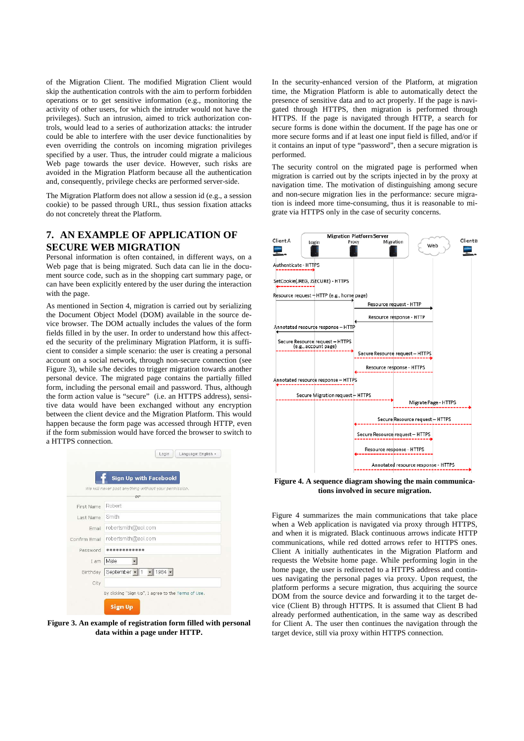of the Migration Client. The modified Migration Client would skip the authentication controls with the aim to perform forbidden operations or to get sensitive information (e.g., monitoring the activity of other users, for which the intruder would not have the privileges). Such an intrusion, aimed to trick authorization controls, would lead to a series of authorization attacks: the intruder could be able to interfere with the user device functionalities by even overriding the controls on incoming migration privileges specified by a user. Thus, the intruder could migrate a malicious Web page towards the user device. However, such risks are avoided in the Migration Platform because all the authentication and, consequently, privilege checks are performed server-side.

The Migration Platform does not allow a session id (e.g., a session cookie) to be passed through URL, thus session fixation attacks do not concretely threat the Platform.

## 7. AN EXAMPLE OF APPLICATION OF SECURE WEB MIGRATION

Personal information is often contained, in different ways, on a Web page that is being migrated. Such data can lie in the document source code, such as in the shopping cart summary page, or can have been explicitly entered by the user during the interaction with the page.

As mentioned in Section 4, migration is carried out by serializing the Document Object Model (DOM) available in the source device browser. The DOM actually includes the values of the form fields filled in by the user. In order to understand how this affected the security of the preliminary Migration Platform, it is sufficient to consider a simple scenario: the user is creating a personal account on a social network, through non-secure connection (see Figure 3), while s/he decides to trigger migration towards another personal device. The migrated page contains the partially filled form, including the personal email and password. Thus, although the form action value is "secure" (i.e. an HTTPS address), sensitive data would have been exchanged without any encryption between the client device and the Migration Platform. This would happen because the form page was accessed through HTTP, even if the form submission would have forced the browser to switch to a HTTPS connection.

Login
Language: English
Sign Up with Facebook!
We will never post anything without your permission.
or
First Name Robert
Last Name Smith
Email robertsmith@aol.com
Confirm Email robertsmith@aol.com
Password ••••••••••••
I am Male
Birthday September 1 1984
City
By clicking "Sign Up", I agree to the Terms of Use.
Sign Up

**Figure 3. An example of registration form filled with personal data within a page under HTTP.**

In the security-enhanced version of the Platform, at migration time, the Migration Platform is able to automatically detect the presence of sensitive data and to act properly. If the page is navigated through HTTPS, then migration is performed through HTTPS. If the page is navigated through HTTP, a search for secure forms is done within the document. If the page has one or more secure forms and if at least one input field is filled, and/or if it contains an input of type "password", then a secure migration is performed.

The security control on the migrated page is performed when migration is carried out by the scripts injected in by the proxy at navigation time. The motivation of distinguishing among secure and non-secure migration lies in the performance: secure migration is indeed more time-consuming, thus it is reasonable to migrate via HTTPS only in the case of security concerns.

Client A
Migration Platform Server
Login
Proxy
Migration
Web
Client B
Authenticate - HTTPS
SetCookie(JREG, JSECURE) - HTTPS
Resource request – HTTP (e.g., home page)
Resource request - HTTP
Resource response - HTTP
Annotated resource response – HTTP
Secure Resource request – HTTPS (e.g., account page)
Secure Resource request – HTTPS
Resource response - HTTPS
Annotated resource response – HTTPS
Secure Migration request – HTTPS
Migrate Page – HTTPS
Secure Resource request – HTTPS
Secure Resource request – HTTPS
Resource response - HTTPS
Annotated resource response - HTTPS

**Figure 4. A sequence diagram showing the main communications involved in secure migration.**

Figure 4 summarizes the main communications that take place when a Web application is navigated via proxy through HTTPS, and when it is migrated. Black continuous arrows indicate HTTP communications, while red dotted arrows refer to HTTPS ones. Client A initially authenticates in the Migration Platform and requests the Website home page. While performing login in the home page, the user is redirected to a HTTPS address and continues navigating the personal pages via proxy. Upon request, the platform performs a secure migration, thus acquiring the source DOM from the source device and forwarding it to the target device (Client B) through HTTPS. It is assumed that Client B had already performed authentication, in the same way as described for Client A. The user then continues the navigation through the target device, still via proxy within HTTPS connection.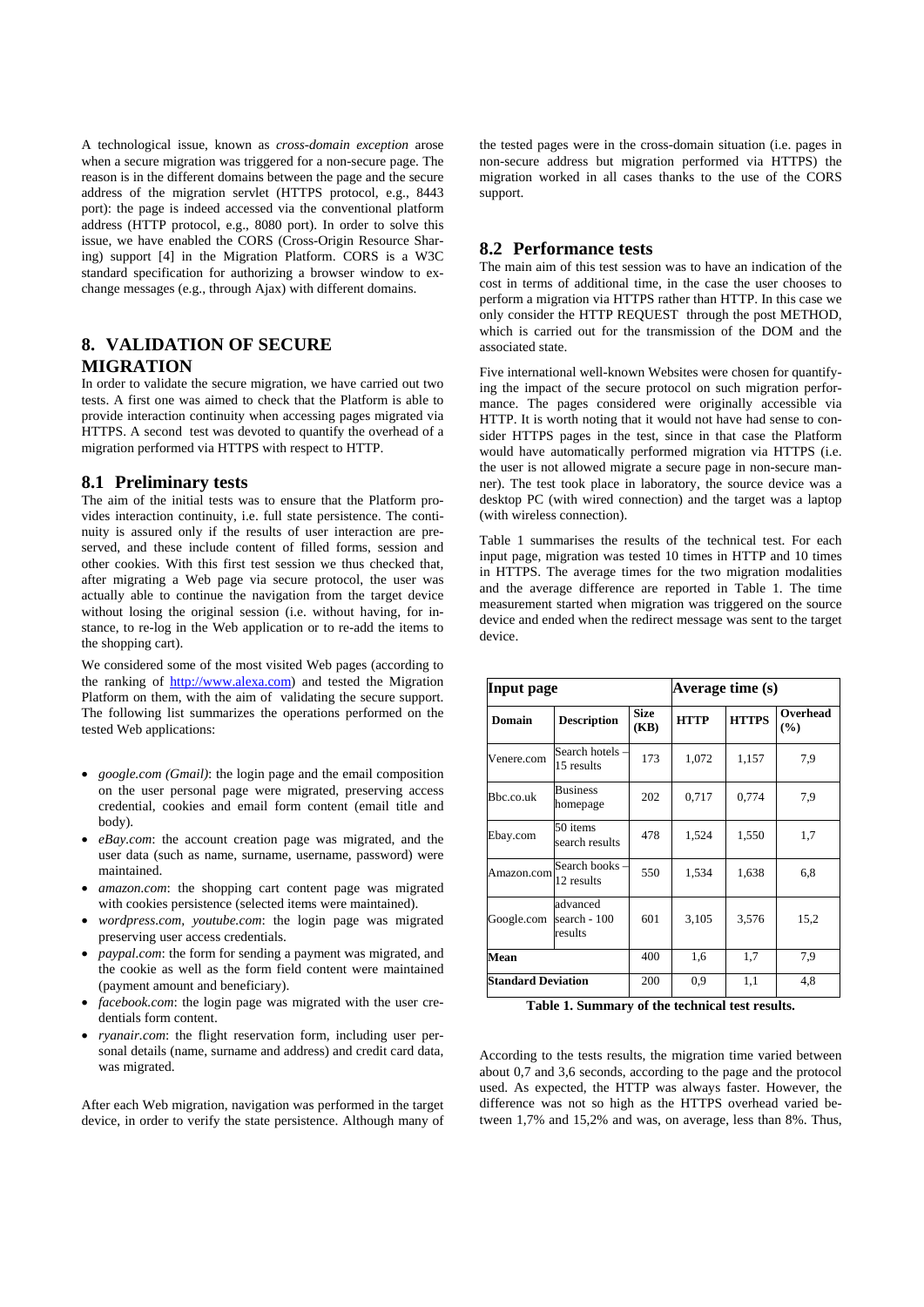A technological issue, known as *cross-domain exception* arose when a secure migration was triggered for a non-secure page. The reason is in the different domains between the page and the secure address of the migration servlet (HTTPS protocol, e.g., 8443 port): the page is indeed accessed via the conventional platform address (HTTP protocol, e.g., 8080 port). In order to solve this issue, we have enabled the CORS (Cross-Origin Resource Sharing) support [4] in the Migration Platform. CORS is a W3C standard specification for authorizing a browser window to exchange messages (e.g., through Ajax) with different domains.

# 8. VALIDATION OF SECURE MIGRATION

In order to validate the secure migration, we have carried out two tests. A first one was aimed to check that the Platform is able to provide interaction continuity when accessing pages migrated via HTTPS. A second test was devoted to quantify the overhead of a migration performed via HTTPS with respect to HTTP.

## 8.1 Preliminary tests

The aim of the initial tests was to ensure that the Platform provides interaction continuity, i.e. full state persistence. The continuity is assured only if the results of user interaction are preserved, and these include content of filled forms, session and other cookies. With this first test session we thus checked that, after migrating a Web page via secure protocol, the user was actually able to continue the navigation from the target device without losing the original session (i.e. without having, for instance, to re-log in the Web application or to re-add the items to the shopping cart).

We considered some of the most visited Web pages (according to the ranking of http://www.alexa.com) and tested the Migration Platform on them, with the aim of validating the secure support. The following list summarizes the operations performed on the tested Web applications:

- *google.com (Gmail)*: the login page and the email composition on the user personal page were migrated, preserving access credential, cookies and email form content (email title and body).
- *eBay.com*: the account creation page was migrated, and the user data (such as name, surname, username, password) were maintained.
- *amazon.com*: the shopping cart content page was migrated with cookies persistence (selected items were maintained).
- *wordpress.com, youtube.com*: the login page was migrated preserving user access credentials.
- *paypal.com*: the form for sending a payment was migrated, and the cookie as well as the form field content were maintained (payment amount and beneficiary).
- *facebook.com*: the login page was migrated with the user credentials form content.
- *ryanair.com*: the flight reservation form, including user personal details (name, surname and address) and credit card data, was migrated.

After each Web migration, navigation was performed in the target device, in order to verify the state persistence. Although many of the tested pages were in the cross-domain situation (i.e. pages in non-secure address but migration performed via HTTPS) the migration worked in all cases thanks to the use of the CORS support.

## 8.2 Performance tests

The main aim of this test session was to have an indication of the cost in terms of additional time, in the case the user chooses to perform a migration via HTTPS rather than HTTP. In this case we only consider the HTTP REQUEST through the post METHOD, which is carried out for the transmission of the DOM and the associated state.

Five international well-known Websites were chosen for quantifying the impact of the secure protocol on such migration performance. The pages considered were originally accessible via HTTP. It is worth noting that it would not have had sense to consider HTTPS pages in the test, since in that case the Platform would have automatically performed migration via HTTPS (i.e. the user is not allowed migrate a secure page in non-secure manner). The test took place in laboratory, the source device was a desktop PC (with wired connection) and the target was a laptop (with wireless connection).

Table 1 summarises the results of the technical test. For each input page, migration was tested 10 times in HTTP and 10 times in HTTPS. The average times for the two migration modalities and the average difference are reported in Table 1. The time measurement started when migration was triggered on the source device and ended when the redirect message was sent to the target device.

| **Input page** | | | **Average time (s)** | | |
|---|---|---|---|---|---|
| **Domain** | **Description** | **Size (KB)** | **HTTP** | **HTTPS** | **Overhead (%)** |
| Venere.com | Search hotels – 15 results | 173 | 1,072 | 1,157 | 7,9 |
| Bbc.co.uk | Business homepage | 202 | 0,717 | 0,774 | 7,9 |
| Ebay.com | 50 items search results | 478 | 1,524 | 1,550 | 1,7 |
| Amazon.com | Search books – 12 results | 550 | 1,534 | 1,638 | 6,8 |
| Google.com | advanced search - 100 results | 601 | 3,105 | 3,576 | 15,2 |
| **Mean** | | 400 | 1,6 | 1,7 | 7,9 |
| **Standard Deviation** | | 200 | 0,9 | 1,1 | 4,8 |

**Table 1. Summary of the technical test results.**

According to the tests results, the migration time varied between about 0,7 and 3,6 seconds, according to the page and the protocol used. As expected, the HTTP was always faster. However, the difference was not so high as the HTTPS overhead varied between 1,7% and 15,2% and was, on average, less than 8%. Thus,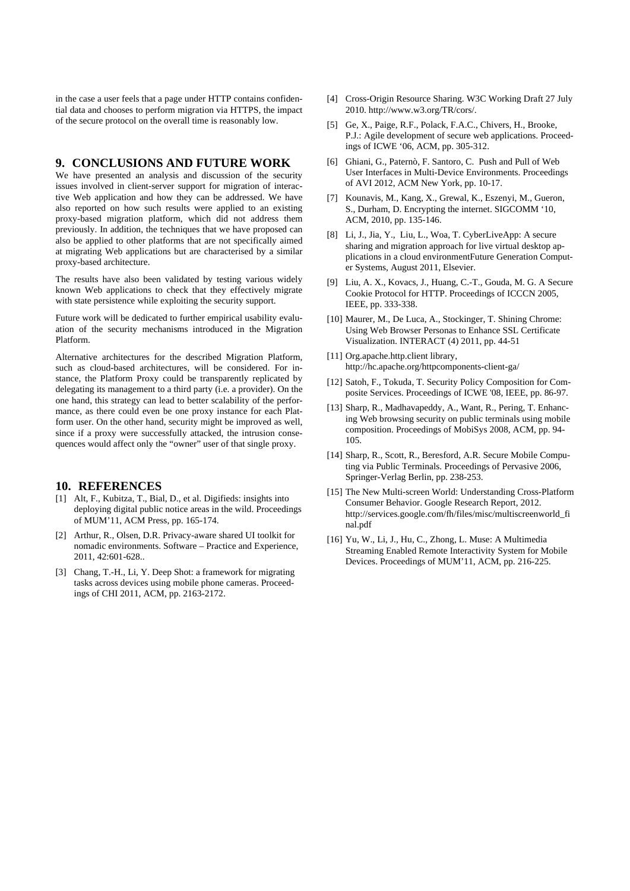in the case a user feels that a page under HTTP contains confidential data and chooses to perform migration via HTTPS, the impact of the secure protocol on the overall time is reasonably low.

## 9. CONCLUSIONS AND FUTURE WORK

We have presented an analysis and discussion of the security issues involved in client-server support for migration of interactive Web application and how they can be addressed. We have also reported on how such results were applied to an existing proxy-based migration platform, which did not address them previously. In addition, the techniques that we have proposed can also be applied to other platforms that are not specifically aimed at migrating Web applications but are characterised by a similar proxy-based architecture.

The results have also been validated by testing various widely known Web applications to check that they effectively migrate with state persistence while exploiting the security support.

Future work will be dedicated to further empirical usability evaluation of the security mechanisms introduced in the Migration Platform.

Alternative architectures for the described Migration Platform, such as cloud-based architectures, will be considered. For instance, the Platform Proxy could be transparently replicated by delegating its management to a third party (i.e. a provider). On the one hand, this strategy can lead to better scalability of the performance, as there could even be one proxy instance for each Platform user. On the other hand, security might be improved as well, since if a proxy were successfully attacked, the intrusion consequences would affect only the "owner" user of that single proxy.

## 10. REFERENCES

[1] Alt, F., Kubitza, T., Bial, D., et al. Digifieds: insights into deploying digital public notice areas in the wild. Proceedings of MUM'11, ACM Press, pp. 165-174.

[2] Arthur, R., Olsen, D.R. Privacy-aware shared UI toolkit for nomadic environments. Software – Practice and Experience, 2011, 42:601-628..

[3] Chang, T.-H., Li, Y. Deep Shot: a framework for migrating tasks across devices using mobile phone cameras. Proceedings of CHI 2011, ACM, pp. 2163-2172.

[4] Cross-Origin Resource Sharing. W3C Working Draft 27 July 2010. http://www.w3.org/TR/cors/.

[5] Ge, X., Paige, R.F., Polack, F.A.C., Chivers, H., Brooke, P.J.: Agile development of secure web applications. Proceedings of ICWE '06, ACM, pp. 305-312.

[6] Ghiani, G., Paternò, F. Santoro, C. Push and Pull of Web User Interfaces in Multi-Device Environments. Proceedings of AVI 2012, ACM New York, pp. 10-17.

[7] Kounavis, M., Kang, X., Grewal, K., Eszenyi, M., Gueron, S., Durham, D. Encrypting the internet. SIGCOMM '10, ACM, 2010, pp. 135-146.

[8] Li, J., Jia, Y., Liu, L., Woa, T. CyberLiveApp: A secure sharing and migration approach for live virtual desktop applications in a cloud environmentFuture Generation Computer Systems, August 2011, Elsevier.

[9] Liu, A. X., Kovacs, J., Huang, C.-T., Gouda, M. G. A Secure Cookie Protocol for HTTP. Proceedings of ICCCN 2005, IEEE, pp. 333-338.

[10] Maurer, M., De Luca, A., Stockinger, T. Shining Chrome: Using Web Browser Personas to Enhance SSL Certificate Visualization. INTERACT (4) 2011, pp. 44-51

[11] Org.apache.http.client library, http://hc.apache.org/httpcomponents-client-ga/

[12] Satoh, F., Tokuda, T. Security Policy Composition for Composite Services. Proceedings of ICWE '08, IEEE, pp. 86-97.

[13] Sharp, R., Madhavapeddy, A., Want, R., Pering, T. Enhancing Web browsing security on public terminals using mobile composition. Proceedings of MobiSys 2008, ACM, pp. 94-105.

[14] Sharp, R., Scott, R., Beresford, A.R. Secure Mobile Computing via Public Terminals. Proceedings of Pervasive 2006, Springer-Verlag Berlin, pp. 238-253.

[15] The New Multi-screen World: Understanding Cross-Platform Consumer Behavior. Google Research Report, 2012. http://services.google.com/fh/files/misc/multiscreenworld_final.pdf

[16] Yu, W., Li, J., Hu, C., Zhong, L. Muse: A Multimedia Streaming Enabled Remote Interactivity System for Mobile Devices. Proceedings of MUM'11, ACM, pp. 216-225.